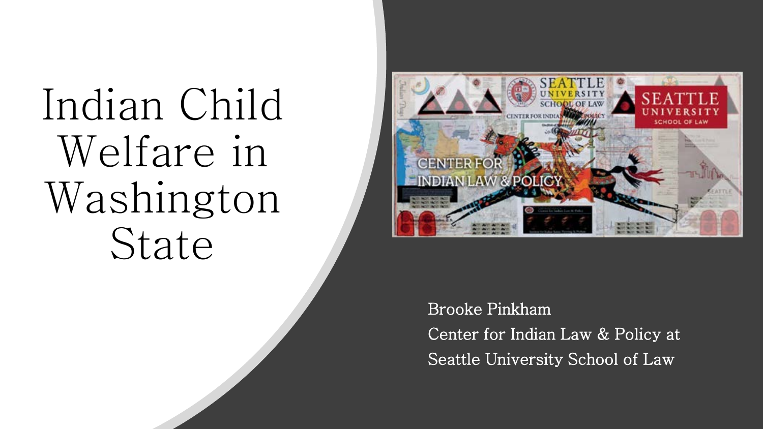# Indian Child Welfare in Washington State

Brooke Pinkham
Center for Indian Law & Policy at
Seattle University School of Law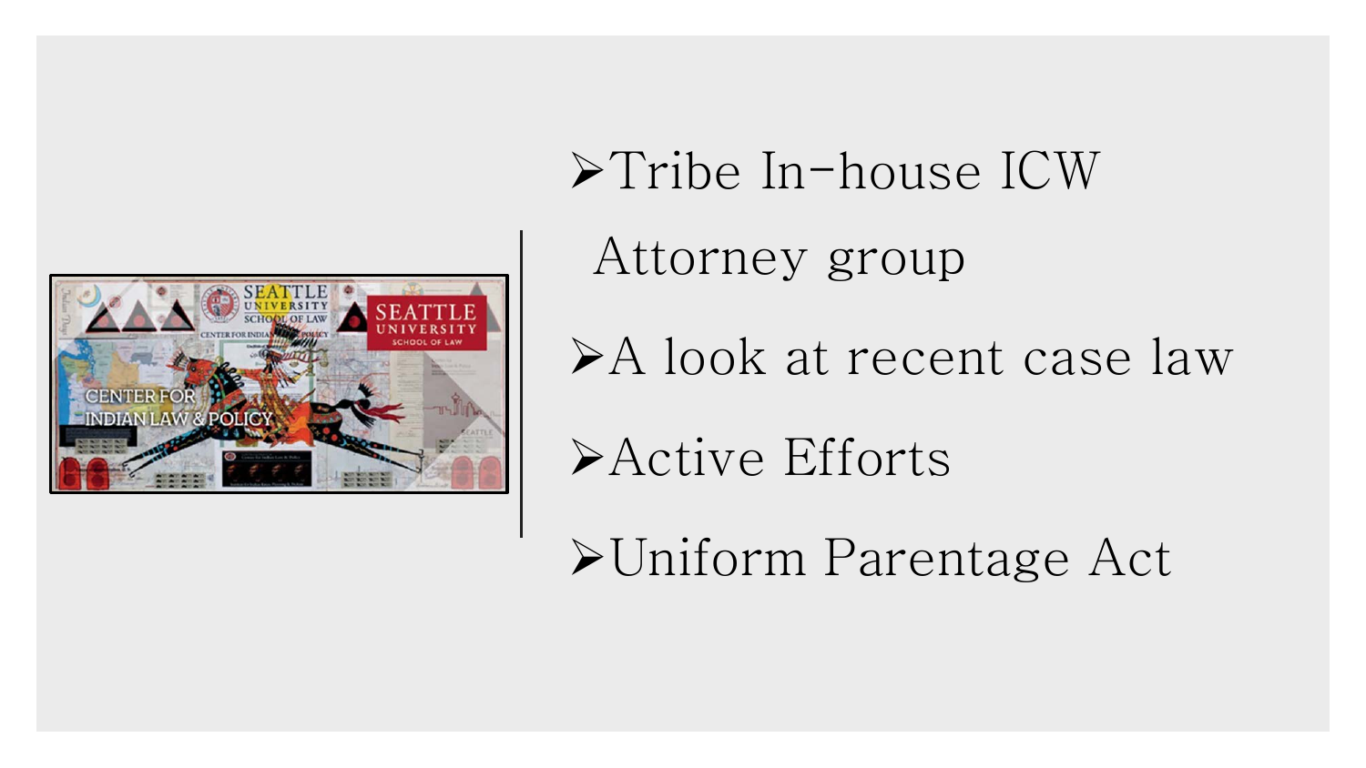- Tribe In-house ICW Attorney group
- A look at recent case law
- Active Efforts
- Uniform Parentage Act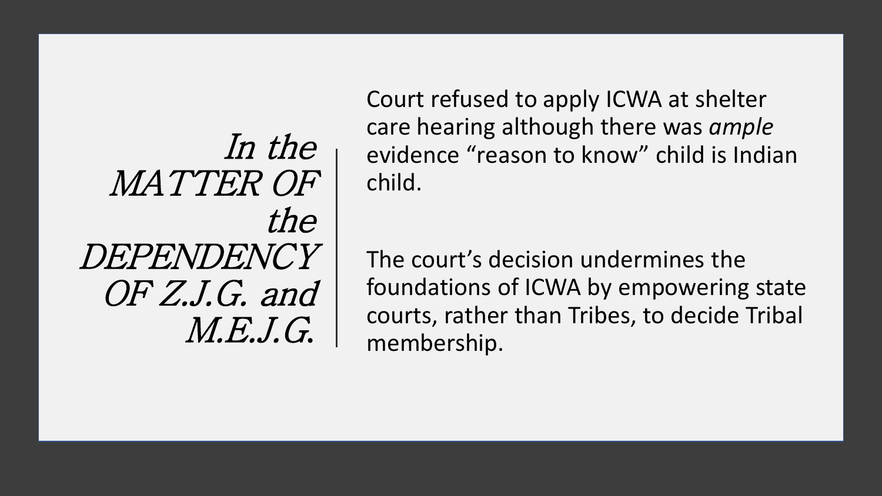# *In the MATTER OF the DEPENDENCY OF Z.J.G. and M.E.J.G.*

Court refused to apply ICWA at shelter care hearing although there was *ample* evidence “reason to know” child is Indian child.

The court’s decision undermines the foundations of ICWA by empowering state courts, rather than Tribes, to decide Tribal membership.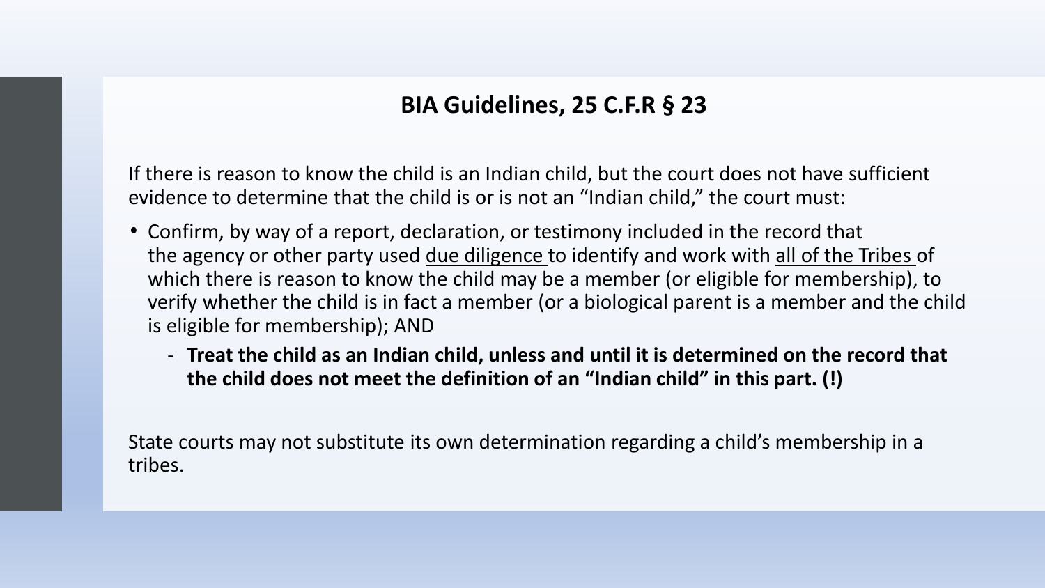## BIA Guidelines, 25 C.F.R § 23

If there is reason to know the child is an Indian child, but the court does not have sufficient evidence to determine that the child is or is not an "Indian child," the court must:

- Confirm, by way of a report, declaration, or testimony included in the record that the agency or other party used <u>due diligence</u> to identify and work with <u>all of the Tribes</u> of which there is reason to know the child may be a member (or eligible for membership), to verify whether the child is in fact a member (or a biological parent is a member and the child is eligible for membership); AND
  - **Treat the child as an Indian child, unless and until it is determined on the record that the child does not meet the definition of an "Indian child" in this part. (!)**

State courts may not substitute its own determination regarding a child's membership in a tribes.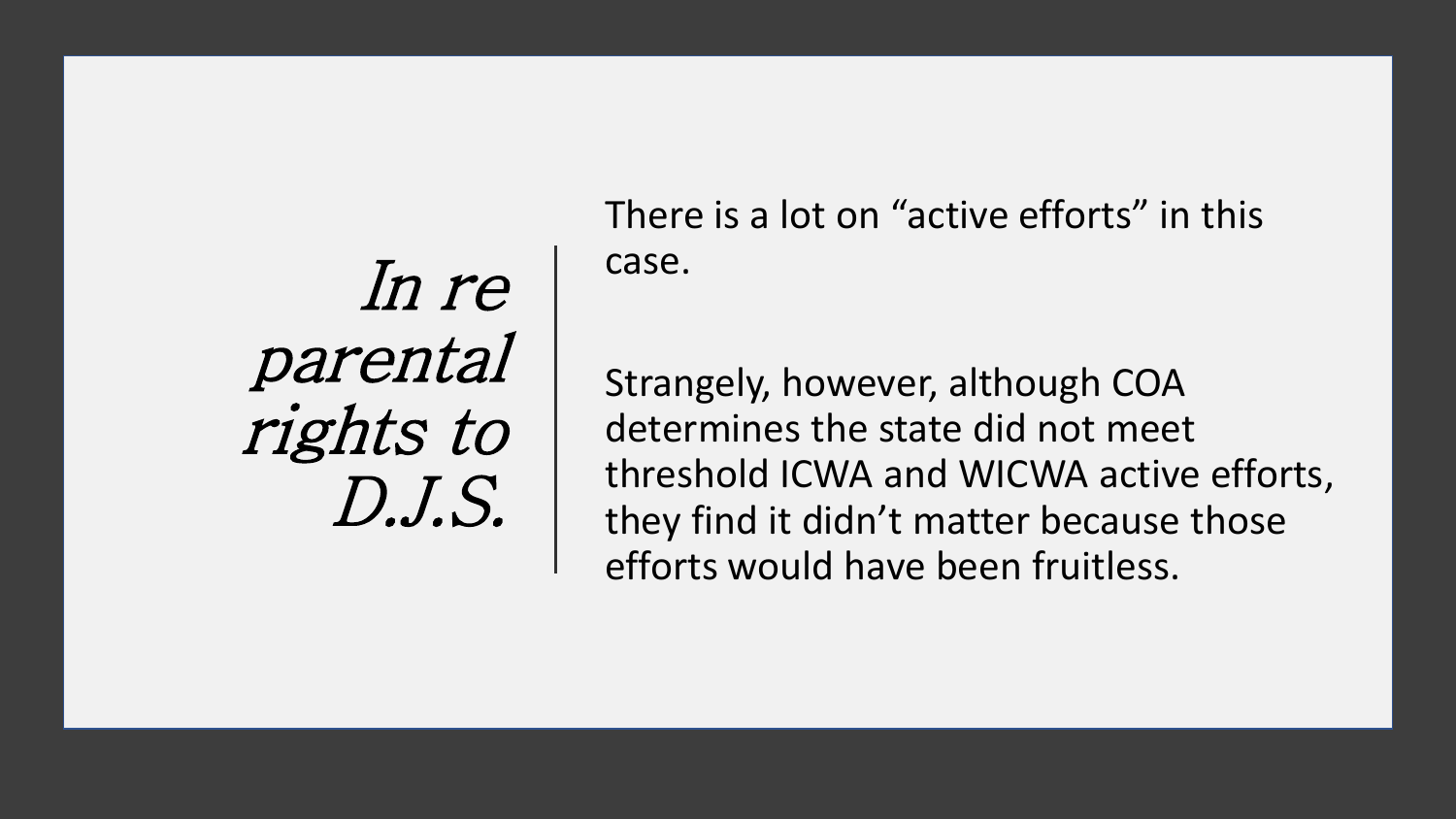# *In re parental rights to D.J.S.*

There is a lot on "active efforts" in this case.

Strangely, however, although COA determines the state did not meet threshold ICWA and WICWA active efforts, they find it didn't matter because those efforts would have been fruitless.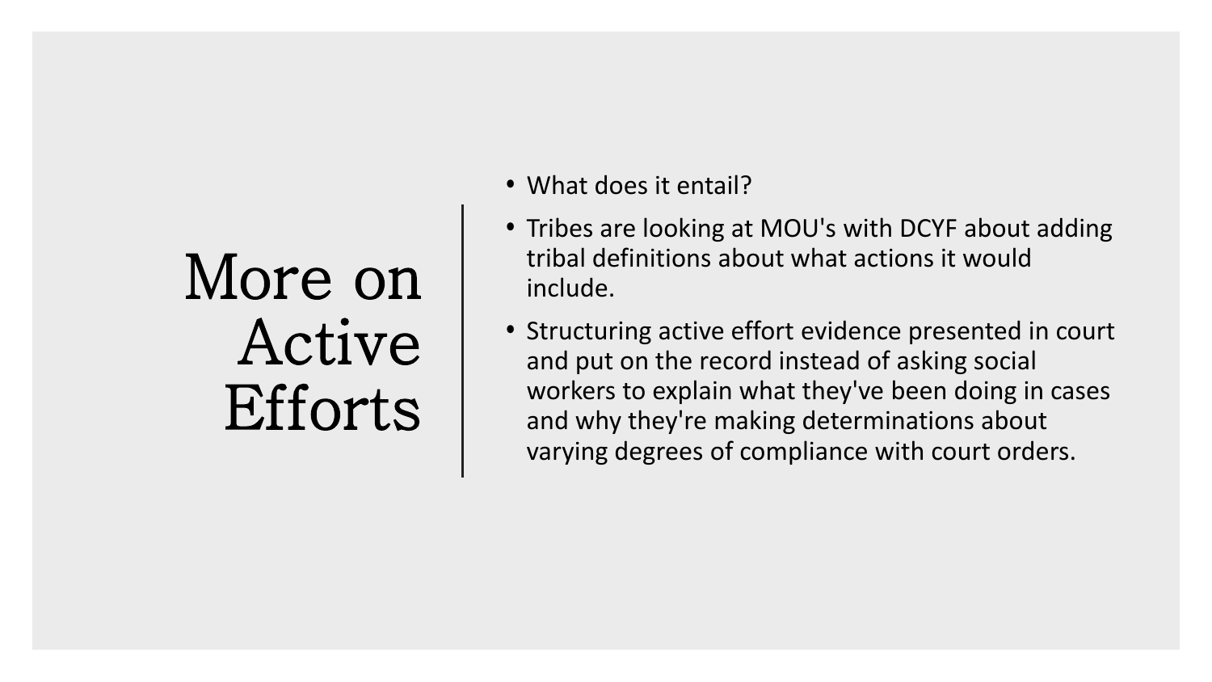# More on Active Efforts

- What does it entail?
- Tribes are looking at MOU's with DCYF about adding tribal definitions about what actions it would include.
- Structuring active effort evidence presented in court and put on the record instead of asking social workers to explain what they've been doing in cases and why they're making determinations about varying degrees of compliance with court orders.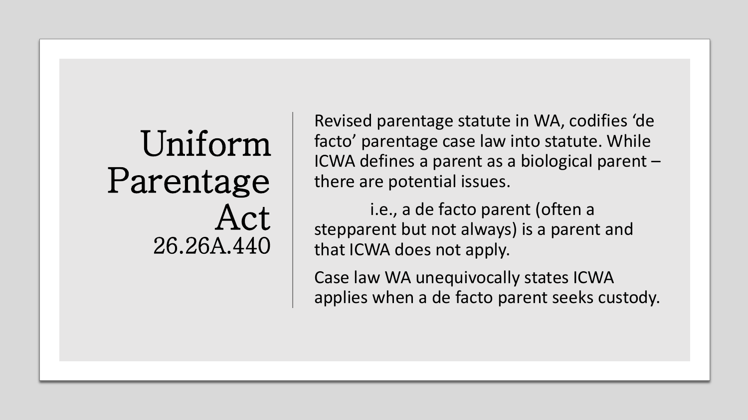# Uniform Parentage Act 26.26A.440

Revised parentage statute in WA, codifies 'de facto' parentage case law into statute. While ICWA defines a parent as a biological parent – there are potential issues.

i.e., a de facto parent (often a stepparent but not always) is a parent and that ICWA does not apply.

Case law WA unequivocally states ICWA applies when a de facto parent seeks custody.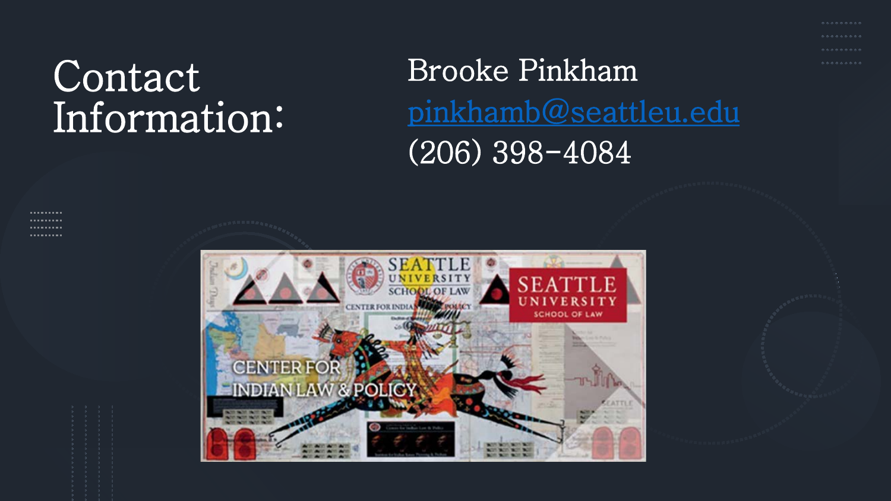# Contact Information:

Brooke Pinkham

pinkhamb@seattleu.edu

(206) 398-4084